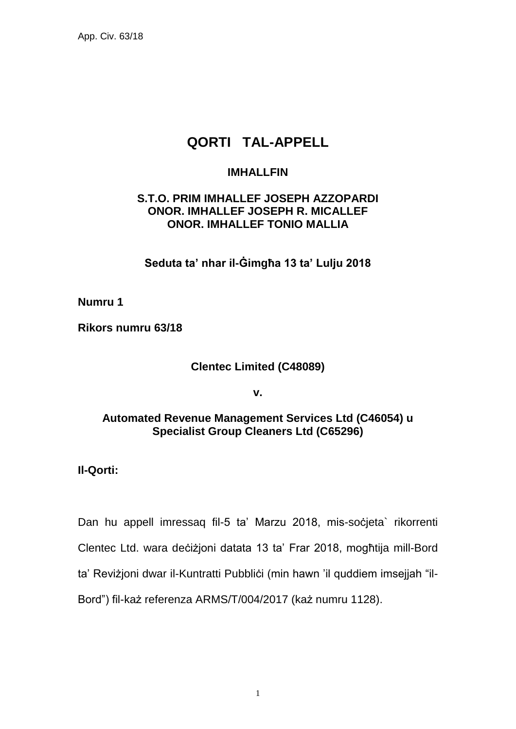# QORTI TAL-APPELL

## IMHALLFIN

**S.T.O. PRIM IMHALLEF JOSEPH AZZOPARDI**
**ONOR. IMHALLEF JOSEPH R. MICALLEF**
**ONOR. IMHALLEF TONIO MALLIA**

**Seduta ta' nhar il-Ġimgħa 13 ta' Lulju 2018**

**Numru 1**

**Rikors numru 63/18**

**Clentec Limited (C48089)**

**v.**

**Automated Revenue Management Services Ltd (C46054) u Specialist Group Cleaners Ltd (C65296)**

**Il-Qorti:**

Dan hu appell imressaq fil-5 ta' Marzu 2018, mis-soċjeta` rikorrenti Clentec Ltd. wara deċiżjoni datata 13 ta' Frar 2018, mogħtija mill-Bord ta' Reviżjoni dwar il-Kuntratti Pubbliċi (min hawn 'il quddiem imsejjah "il-Bord") fil-każ referenza ARMS/T/004/2017 (każ numru 1128).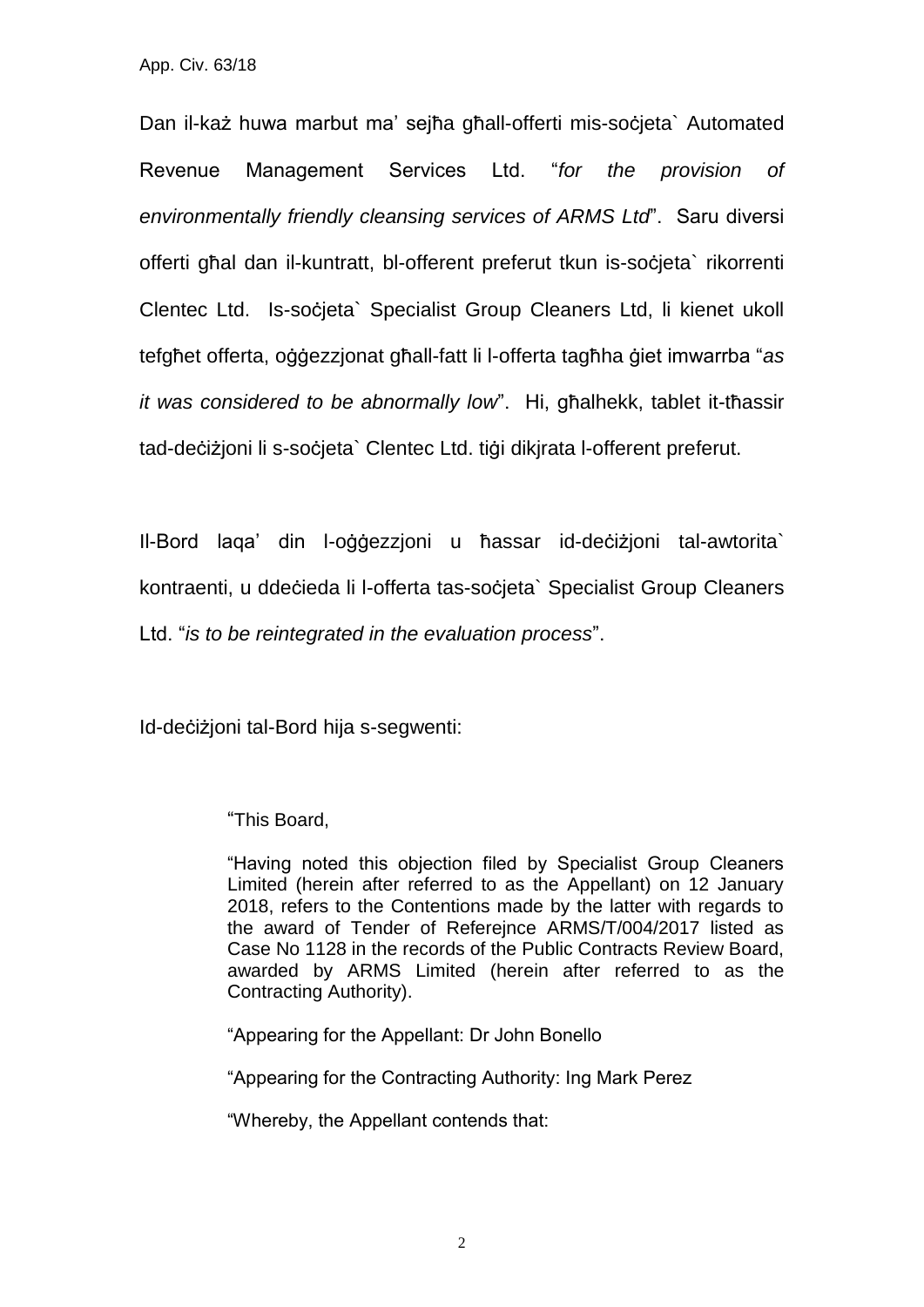Dan il-każ huwa marbut ma' sejħa għall-offerti mis-soċjeta` Automated Revenue Management Services Ltd. "*for the provision of environmentally friendly cleansing services of ARMS Ltd*". Saru diversi offerti għal dan il-kuntratt, bl-offerent preferut tkun is-soċjeta` rikorrenti Clentec Ltd. Is-soċjeta` Specialist Group Cleaners Ltd, li kienet ukoll tefgħet offerta, oġġezzjonat għall-fatt li l-offerta tagħha ġiet imwarrba "*as it was considered to be abnormally low*". Hi, għalhekk, tablet it-tħassir tad-deċiżjoni li s-soċjeta` Clentec Ltd. tiġi dikjrata l-offerent preferut.

Il-Bord laqa' din l-oġġezzjoni u ħassar id-deċiżjoni tal-awtorita` kontraenti, u ddeċieda li l-offerta tas-soċjeta` Specialist Group Cleaners Ltd. "*is to be reintegrated in the evaluation process*".

Id-deċiżjoni tal-Bord hija s-segwenti:

> "This Board,
>
> "Having noted this objection filed by Specialist Group Cleaners Limited (herein after referred to as the Appellant) on 12 January 2018, refers to the Contentions made by the latter with regards to the award of Tender of Referejnce ARMS/T/004/2017 listed as Case No 1128 in the records of the Public Contracts Review Board, awarded by ARMS Limited (herein after referred to as the Contracting Authority).
>
> "Appearing for the Appellant: Dr John Bonello
>
> "Appearing for the Contracting Authority: Ing Mark Perez
>
> "Whereby, the Appellant contends that: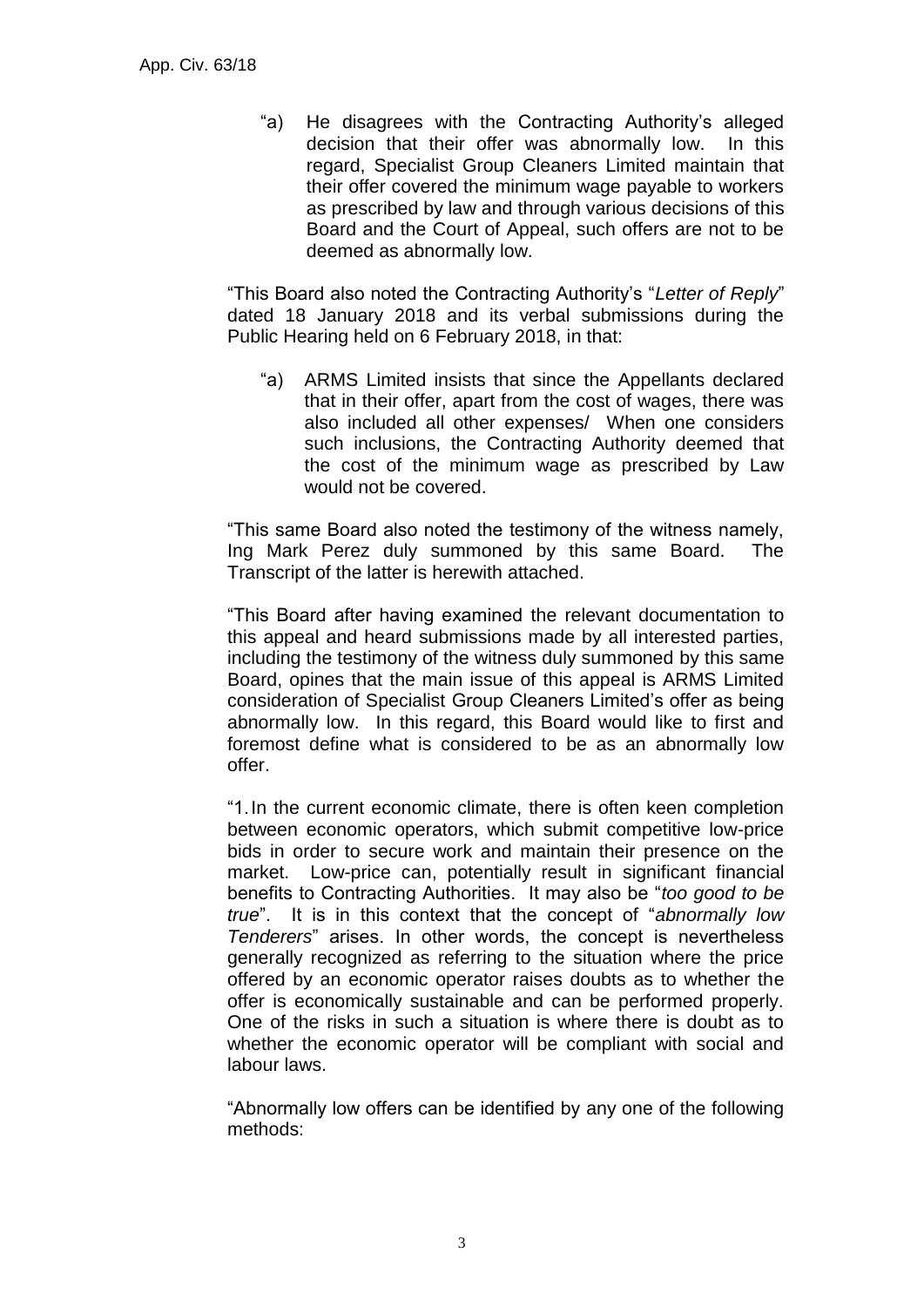"a) He disagrees with the Contracting Authority's alleged decision that their offer was abnormally low. In this regard, Specialist Group Cleaners Limited maintain that their offer covered the minimum wage payable to workers as prescribed by law and through various decisions of this Board and the Court of Appeal, such offers are not to be deemed as abnormally low.

"This Board also noted the Contracting Authority's "*Letter of Reply*" dated 18 January 2018 and its verbal submissions during the Public Hearing held on 6 February 2018, in that:

"a) ARMS Limited insists that since the Appellants declared that in their offer, apart from the cost of wages, there was also included all other expenses/ When one considers such inclusions, the Contracting Authority deemed that the cost of the minimum wage as prescribed by Law would not be covered.

"This same Board also noted the testimony of the witness namely, Ing Mark Perez duly summoned by this same Board. The Transcript of the latter is herewith attached.

"This Board after having examined the relevant documentation to this appeal and heard submissions made by all interested parties, including the testimony of the witness duly summoned by this same Board, opines that the main issue of this appeal is ARMS Limited consideration of Specialist Group Cleaners Limited's offer as being abnormally low. In this regard, this Board would like to first and foremost define what is considered to be as an abnormally low offer.

"1. In the current economic climate, there is often keen completion between economic operators, which submit competitive low-price bids in order to secure work and maintain their presence on the market. Low-price can, potentially result in significant financial benefits to Contracting Authorities. It may also be "*too good to be true*". It is in this context that the concept of "*abnormally low Tenderers*" arises. In other words, the concept is nevertheless generally recognized as referring to the situation where the price offered by an economic operator raises doubts as to whether the offer is economically sustainable and can be performed properly. One of the risks in such a situation is where there is doubt as to whether the economic operator will be compliant with social and labour laws.

"Abnormally low offers can be identified by any one of the following methods: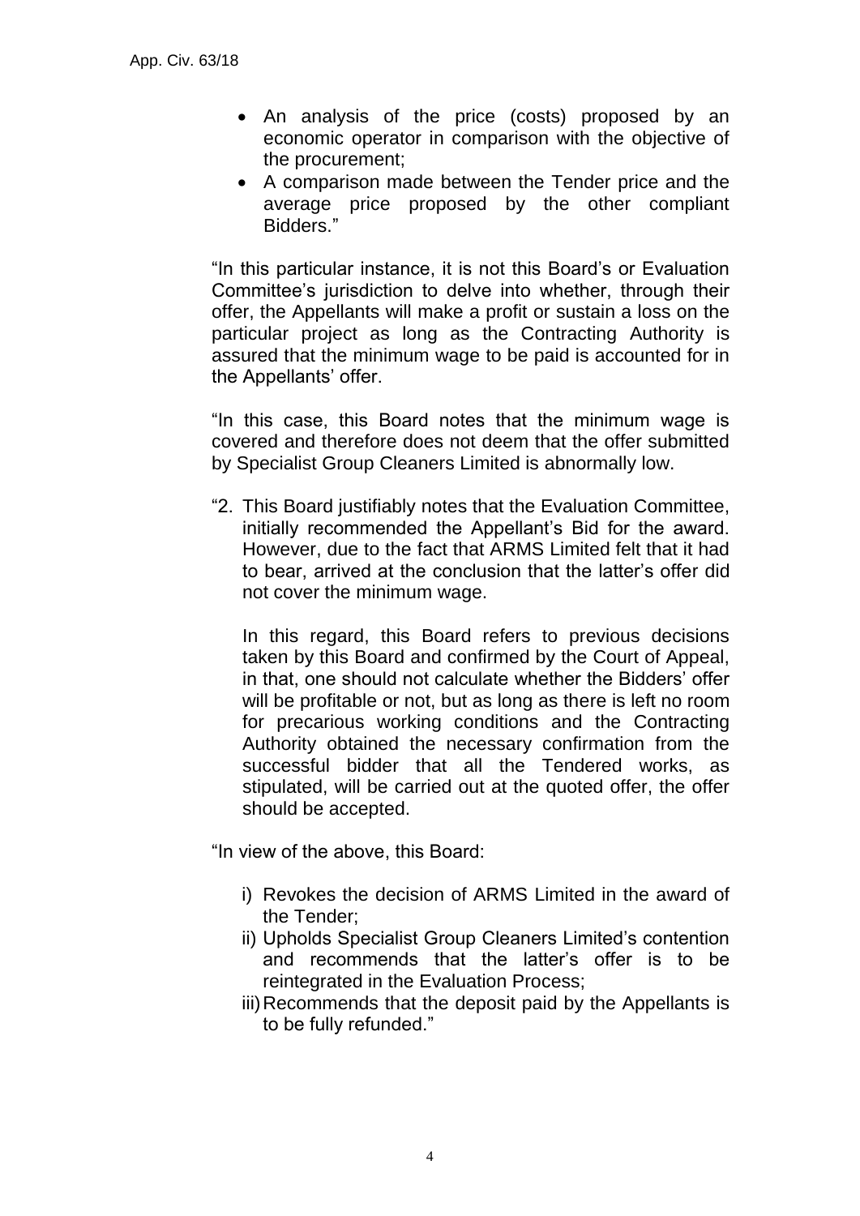- An analysis of the price (costs) proposed by an economic operator in comparison with the objective of the procurement;
- A comparison made between the Tender price and the average price proposed by the other compliant Bidders."

"In this particular instance, it is not this Board's or Evaluation Committee's jurisdiction to delve into whether, through their offer, the Appellants will make a profit or sustain a loss on the particular project as long as the Contracting Authority is assured that the minimum wage to be paid is accounted for in the Appellants' offer.

"In this case, this Board notes that the minimum wage is covered and therefore does not deem that the offer submitted by Specialist Group Cleaners Limited is abnormally low.

"2. This Board justifiably notes that the Evaluation Committee, initially recommended the Appellant's Bid for the award. However, due to the fact that ARMS Limited felt that it had to bear, arrived at the conclusion that the latter's offer did not cover the minimum wage.

In this regard, this Board refers to previous decisions taken by this Board and confirmed by the Court of Appeal, in that, one should not calculate whether the Bidders' offer will be profitable or not, but as long as there is left no room for precarious working conditions and the Contracting Authority obtained the necessary confirmation from the successful bidder that all the Tendered works, as stipulated, will be carried out at the quoted offer, the offer should be accepted.

"In view of the above, this Board:

i) Revokes the decision of ARMS Limited in the award of the Tender;
ii) Upholds Specialist Group Cleaners Limited's contention and recommends that the latter's offer is to be reintegrated in the Evaluation Process;
iii) Recommends that the deposit paid by the Appellants is to be fully refunded."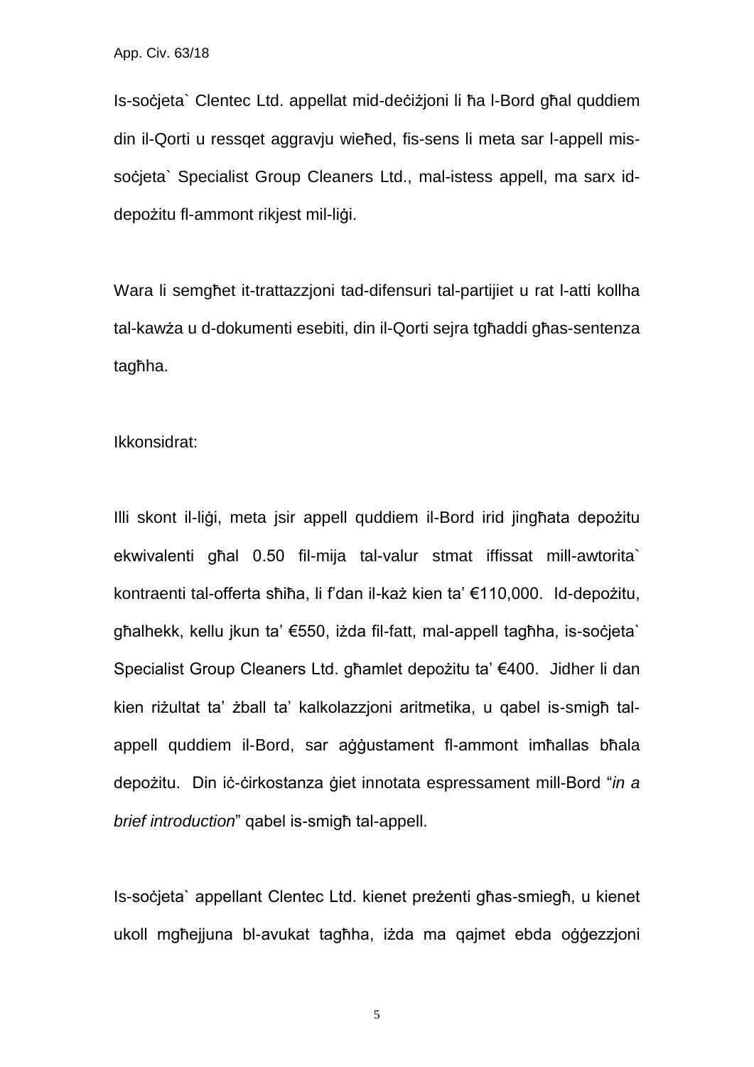Is-soċjeta` Clentec Ltd. appellat mid-deċiżjoni li ħa l-Bord għal quddiem din il-Qorti u ressqet aggravju wieħed, fis-sens li meta sar l-appell mis-soċjeta` Specialist Group Cleaners Ltd., mal-istess appell, ma sarx id-depożitu fl-ammont rikjest mil-liġi.

Wara li semgħet it-trattazzjoni tad-difensuri tal-partijiet u rat l-atti kollha tal-kawża u d-dokumenti esebiti, din il-Qorti sejra tgħaddi għas-sentenza tagħha.

Ikkonsidrat:

Illi skont il-liġi, meta jsir appell quddiem il-Bord irid jingħata depożitu ekwivalenti għal 0.50 fil-mija tal-valur stmat iffissat mill-awtorita` kontraenti tal-offerta sħiħa, li f'dan il-każ kien ta' €110,000. Id-depożitu, għalhekk, kellu jkun ta' €550, iżda fil-fatt, mal-appell tagħha, is-soċjeta` Specialist Group Cleaners Ltd. għamlet depożitu ta' €400. Jidher li dan kien riżultat ta' żball ta' kalkolazzjoni aritmetika, u qabel is-smigħ tal-appell quddiem il-Bord, sar aġġustament fl-ammont imħallas bħala depożitu. Din iċ-ċirkostanza ġiet innotata espressament mill-Bord "*in a brief introduction*" qabel is-smigħ tal-appell.

Is-soċjeta` appellant Clentec Ltd. kienet preżenti għas-smiegħ, u kienet ukoll mgħejjuna bl-avukat tagħha, iżda ma qajmet ebda oġġezzjoni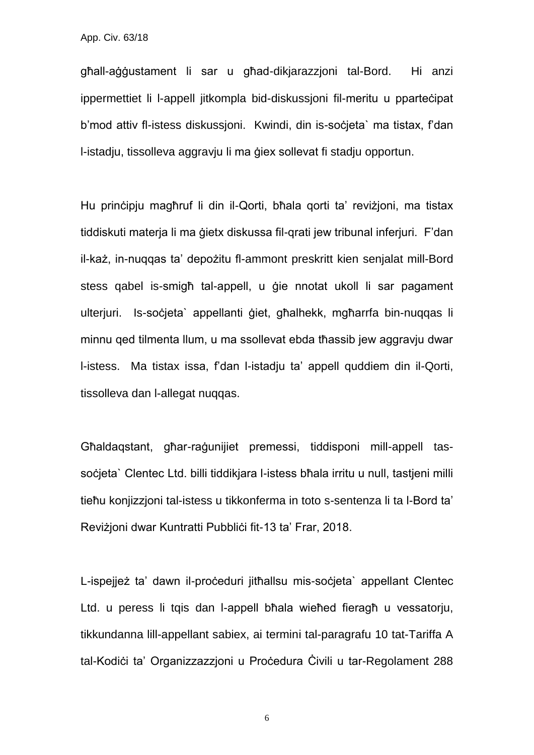għall-aġġustament li sar u għad-dikjarazzjoni tal-Bord. Hi anzi ippermettiet li l-appell jitkompla bid-diskussjoni fil-meritu u pparteċipat b'mod attiv fl-istess diskussjoni. Kwindi, din is-soċjeta` ma tistax, f'dan l-istadju, tissolleva aggravju li ma ġiex sollevat fi stadju opportun.

Hu prinċipju magħruf li din il-Qorti, bħala qorti ta' reviżjoni, ma tistax tiddiskuti materja li ma ġietx diskussa fil-qrati jew tribunal inferjuri. F'dan il-każ, in-nuqqas ta' depożitu fl-ammont preskritt kien senjalat mill-Bord stess qabel is-smigħ tal-appell, u ġie nnotat ukoll li sar pagament ulterjuri. Is-soċjeta` appellanti ġiet, għalhekk, mgħarrfa bin-nuqqas li minnu qed tilmenta llum, u ma ssollevat ebda tħassib jew aggravju dwar l-istess. Ma tistax issa, f'dan l-istadju ta' appell quddiem din il-Qorti, tissolleva dan l-allegat nuqqas.

Għaldaqstant, għar-raġunijiet premessi, tiddisponi mill-appell tas-soċjeta` Clentec Ltd. billi tiddikjara l-istess bħala irritu u null, tastjeni milli tieħu konjizzjoni tal-istess u tikkonferma in toto s-sentenza li ta l-Bord ta' Reviżjoni dwar Kuntratti Pubbliċi fit-13 ta' Frar, 2018.

L-ispejjeż ta' dawn il-proċeduri jitħallsu mis-soċjeta` appellant Clentec Ltd. u peress li tqis dan l-appell bħala wieħed fieragħ u vessatorju, tikkundanna lill-appellant sabiex, ai termini tal-paragrafu 10 tat-Tariffa A tal-Kodiċi ta' Organizzazzjoni u Proċedura Ċivili u tar-Regolament 288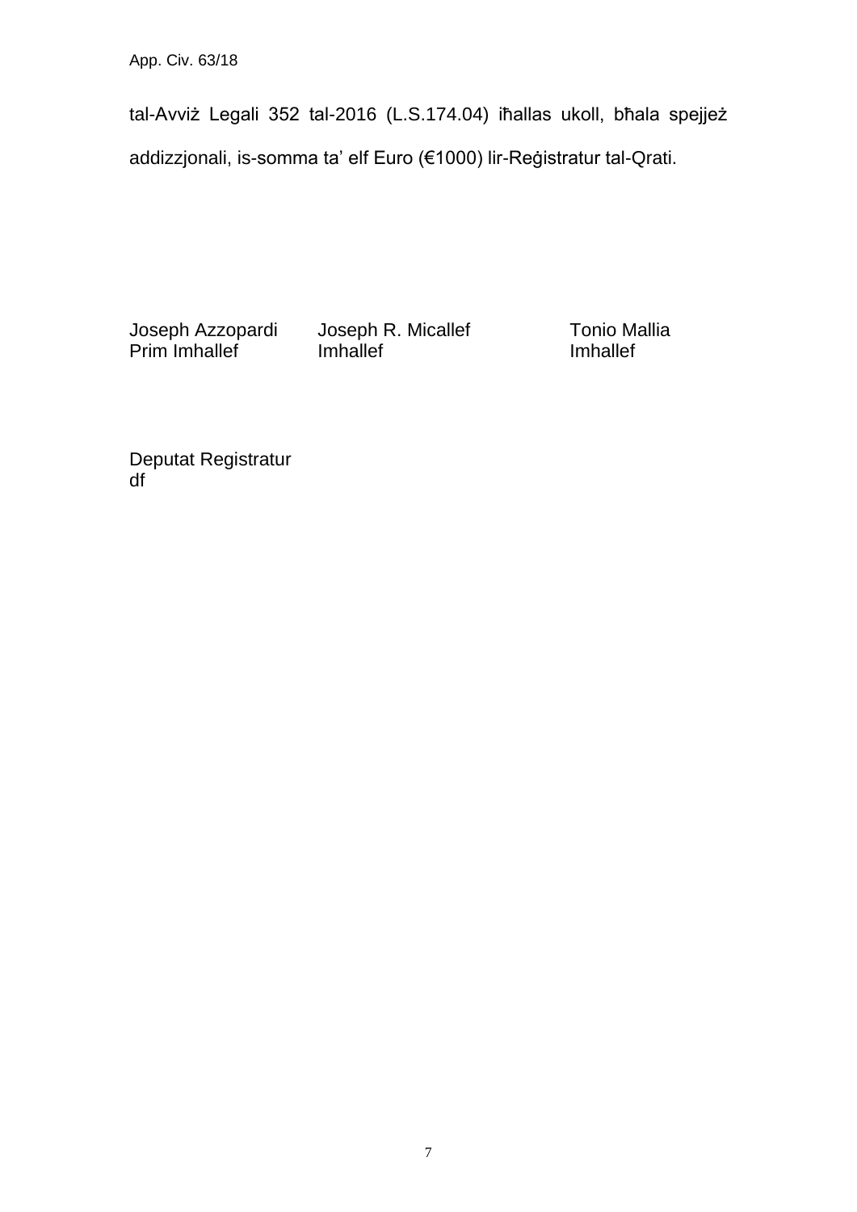tal-Avviż Legali 352 tal-2016 (L.S.174.04) iħallas ukoll, bħala spejjeż addizzjonali, is-somma ta' elf Euro (€1000) lir-Reġistratur tal-Qrati.

| | | |
|---|---|---|
| Joseph Azzopardi<br>Prim Imħallef | Joseph R. Micallef<br>Imħallef | Tonio Mallia<br>Imħallef |

Deputat Registratur
df